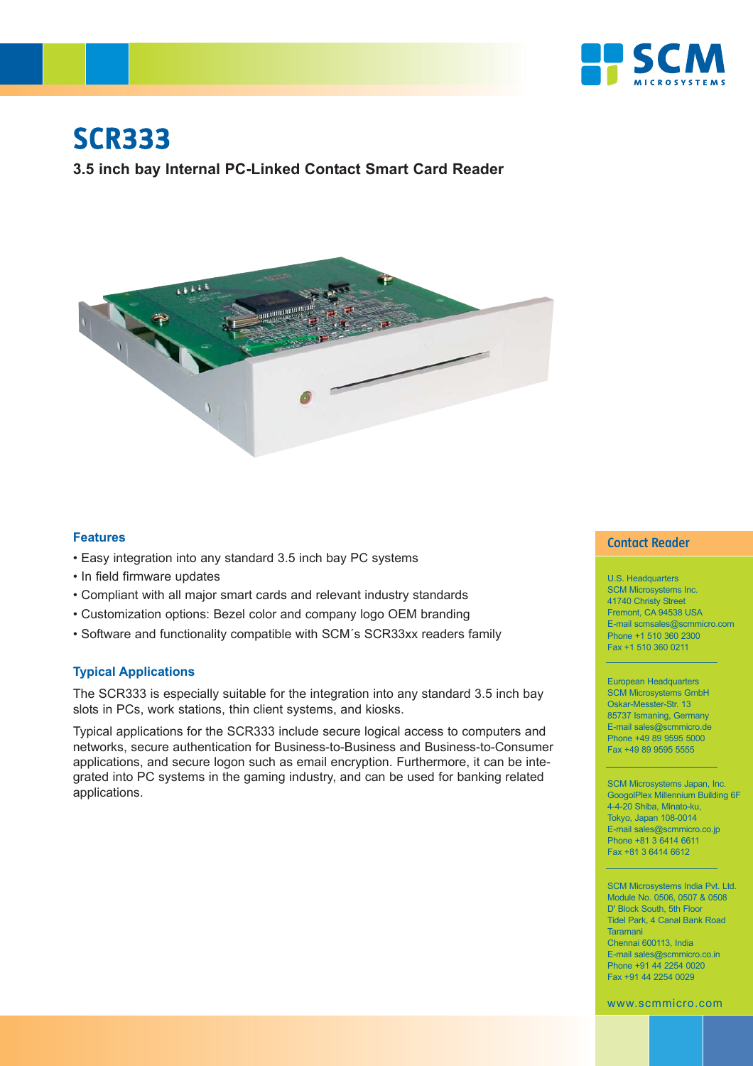# SCR333

**3.5 inch bay Internal PC-Linked Contact Smart Card Reader**

### Features

- Easy integration into any standard 3.5 inch bay PC systems
- In field firmware updates
- Compliant with all major smart cards and relevant industry standards
- Customization options: Bezel color and company logo OEM branding
- Software and functionality compatible with SCM´s SCR33xx readers family

### Typical Applications

The SCR333 is especially suitable for the integration into any standard 3.5 inch bay slots in PCs, work stations, thin client systems, and kiosks.

Typical applications for the SCR333 include secure logical access to computers and networks, secure authentication for Business-to-Business and Business-to-Consumer applications, and secure logon such as email encryption. Furthermore, it can be integrated into PC systems in the gaming industry, and can be used for banking related applications.

## Contact Reader

U.S. Headquarters
SCM Microsystems Inc.
41740 Christy Street
Fremont, CA 94538 USA
E-mail scmsales@scmmicro.com
Phone +1 510 360 2300
Fax +1 510 360 0211

European Headquarters
SCM Microsystems GmbH
Oskar-Messter-Str. 13
85737 Ismaning, Germany
E-mail sales@scmmicro.de
Phone +49 89 9595 5000
Fax +49 89 9595 5555

SCM Microsystems Japan, Inc.
GoogolPlex Millennium Building 6F
4-4-20 Shiba, Minato-ku,
Tokyo, Japan 108-0014
E-mail sales@scmmicro.co.jp
Phone +81 3 6414 6611
Fax +81 3 6414 6612

SCM Microsystems India Pvt. Ltd.
Module No. 0506, 0507 & 0508
D' Block South, 5th Floor
Tidel Park, 4 Canal Bank Road
Taramani
Chennai 600113, India
E-mail sales@scmmicro.co.in
Phone +91 44 2254 0020
Fax +91 44 2254 0029

www.scmmicro.com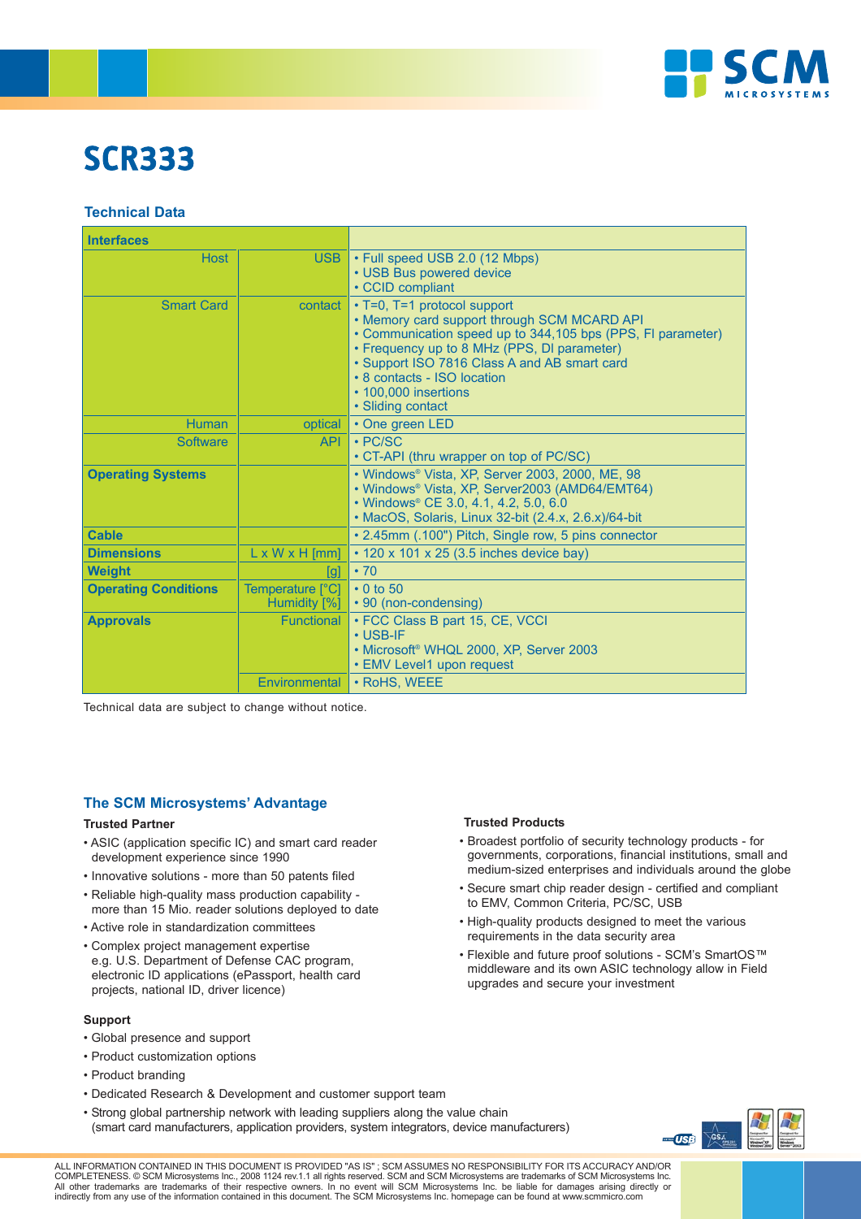# SCR333

### Technical Data

| | | |
|---|---|---|
| **Interfaces** | | |
| Host | USB | • Full speed USB 2.0 (12 Mbps)<br>• USB Bus powered device<br>• CCID compliant |
| Smart Card | contact | • T=0, T=1 protocol support<br>• Memory card support through SCM MCARD API<br>• Communication speed up to 344,105 bps (PPS, FI parameter)<br>• Frequency up to 8 MHz (PPS, DI parameter)<br>• Support ISO 7816 Class A and AB smart card<br>• 8 contacts - ISO location<br>• 100,000 insertions<br>• Sliding contact |
| Human | optical | • One green LED |
| Software | API | • PC/SC<br>• CT-API (thru wrapper on top of PC/SC) |
| **Operating Systems** | | • Windows® Vista, XP, Server 2003, 2000, ME, 98<br>• Windows® Vista, XP, Server2003 (AMD64/EMT64)<br>• Windows® CE 3.0, 4.1, 4.2, 5.0, 6.0<br>• MacOS, Solaris, Linux 32-bit (2.4.x, 2.6.x)/64-bit |
| **Cable** | | • 2.45mm (.100") Pitch, Single row, 5 pins connector |
| **Dimensions** | L x W x H [mm] | • 120 x 101 x 25 (3.5 inches device bay) |
| **Weight** | [g] | • 70 |
| **Operating Conditions** | Temperature [°C]<br>Humidity [%] | • 0 to 50<br>• 90 (non-condensing) |
| **Approvals** | Functional | • FCC Class B part 15, CE, VCCI<br>• USB-IF<br>• Microsoft® WHQL 2000, XP, Server 2003<br>• EMV Level1 upon request |
| | Environmental | • RoHS, WEEE |

Technical data are subject to change without notice.

### The SCM Microsystems' Advantage

**Trusted Partner**

- ASIC (application specific IC) and smart card reader development experience since 1990
- Innovative solutions - more than 50 patents filed
- Reliable high-quality mass production capability - more than 15 Mio. reader solutions deployed to date
- Active role in standardization committees
- Complex project management expertise e.g. U.S. Department of Defense CAC program, electronic ID applications (ePassport, health card projects, national ID, driver licence)

**Trusted Products**

- Broadest portfolio of security technology products - for governments, corporations, financial institutions, small and medium-sized enterprises and individuals around the globe
- Secure smart chip reader design - certified and compliant to EMV, Common Criteria, PC/SC, USB
- High-quality products designed to meet the various requirements in the data security area
- Flexible and future proof solutions - SCM's SmartOS™ middleware and its own ASIC technology allow in Field upgrades and secure your investment

**Support**

- Global presence and support
- Product customization options
- Product branding
- Dedicated Research & Development and customer support team
- Strong global partnership network with leading suppliers along the value chain (smart card manufacturers, application providers, system integrators, device manufacturers)

ALL INFORMATION CONTAINED IN THIS DOCUMENT IS PROVIDED "AS IS" ; SCM ASSUMES NO RESPONSIBILITY FOR ITS ACCURACY AND/OR COMPLETENESS. © SCM Microsystems Inc., 2008 1124 rev.1.1 all rights reserved. SCM and SCM Microsystems are trademarks of SCM Microsystems Inc. All other trademarks are trademarks of their respective owners. In no event will SCM Microsystems Inc. be liable for damages arising directly or indirectly from any use of the information contained in this document. The SCM Microsystems Inc. homepage can be found at www.scmmicro.com